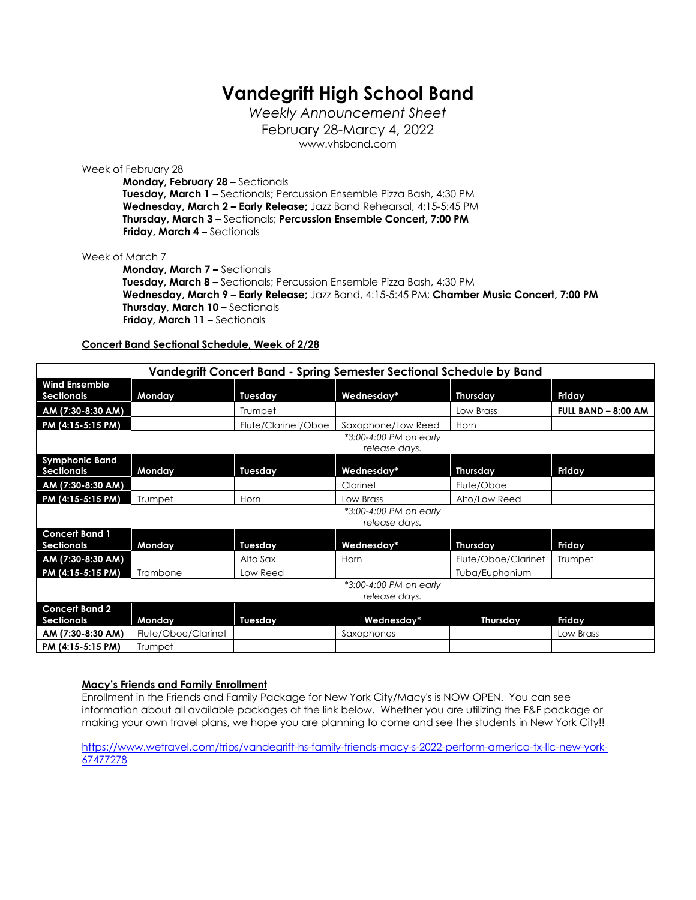# Vandegrift High School Band

*Weekly Announcement Sheet*

February 28-Marcy 4, 2022

www.vhsband.com

Week of February 28

- **Monday, February 28 –** Sectionals
- **Tuesday, March 1 –** Sectionals; Percussion Ensemble Pizza Bash, 4:30 PM
- **Wednesday, March 2 – Early Release;** Jazz Band Rehearsal, 4:15-5:45 PM
- **Thursday, March 3 –** Sectionals; **Percussion Ensemble Concert, 7:00 PM**
- **Friday, March 4 –** Sectionals

Week of March 7

- **Monday, March 7 –** Sectionals
- **Tuesday, March 8 –** Sectionals; Percussion Ensemble Pizza Bash, 4:30 PM
- **Wednesday, March 9 – Early Release;** Jazz Band, 4:15-5:45 PM; **Chamber Music Concert, 7:00 PM**
- **Thursday, March 10 –** Sectionals
- **Friday, March 11 –** Sectionals

**Concert Band Sectional Schedule, Week of 2/28**

| Vandegrift Concert Band - Spring Semester Sectional Schedule by Band | | | | | |
|---|---|---|---|---|---|
| **Wind Ensemble Sectionals** | **Monday** | **Tuesday** | **Wednesday*** | **Thursday** | **Friday** |
| **AM (7:30-8:30 AM)** | | Trumpet | | Low Brass | **FULL BAND – 8:00 AM** |
| **PM (4:15-5:15 PM)** | | Flute/Clarinet/Oboe | Saxophone/Low Reed | Horn | |
| | | | *\*3:00-4:00 PM on early release days.* | | |
| **Symphonic Band Sectionals** | **Monday** | **Tuesday** | **Wednesday*** | **Thursday** | **Friday** |
| **AM (7:30-8:30 AM)** | | | Clarinet | Flute/Oboe | |
| **PM (4:15-5:15 PM)** | Trumpet | Horn | Low Brass | Alto/Low Reed | |
| | | | *\*3:00-4:00 PM on early release days.* | | |
| **Concert Band 1 Sectionals** | **Monday** | **Tuesday** | **Wednesday*** | **Thursday** | **Friday** |
| **AM (7:30-8:30 AM)** | | Alto Sax | Horn | Flute/Oboe/Clarinet | Trumpet |
| **PM (4:15-5:15 PM)** | Trombone | Low Reed | | Tuba/Euphonium | |
| | | | *\*3:00-4:00 PM on early release days.* | | |
| **Concert Band 2 Sectionals** | **Monday** | **Tuesday** | **Wednesday*** | **Thursday** | **Friday** |
| **AM (7:30-8:30 AM)** | Flute/Oboe/Clarinet | | Saxophones | | Low Brass |
| **PM (4:15-5:15 PM)** | Trumpet | | | | |

**Macy's Friends and Family Enrollment**

Enrollment in the Friends and Family Package for New York City/Macy's is NOW OPEN. You can see information about all available packages at the link below. Whether you are utilizing the F&F package or making your own travel plans, we hope you are planning to come and see the students in New York City!!

https://www.wetravel.com/trips/vandegrift-hs-family-friends-macy-s-2022-perform-america-tx-llc-new-york-67477278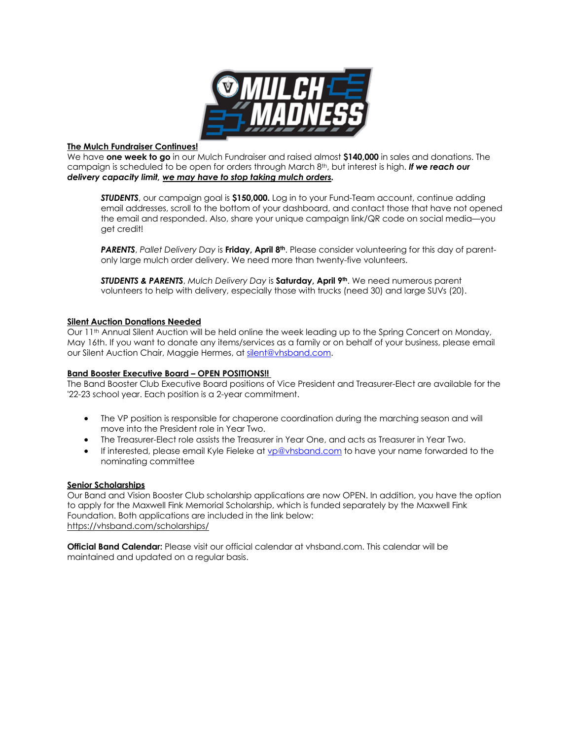**The Mulch Fundraiser Continues!**

We have **one week to go** in our Mulch Fundraiser and raised almost **$140,000** in sales and donations. The campaign is scheduled to be open for orders through March 8th, but interest is high. ***If we reach our delivery capacity limit, we may have to stop taking mulch orders.***

> ***STUDENTS***, our campaign goal is **$150,000.** Log in to your Fund-Team account, continue adding email addresses, scroll to the bottom of your dashboard, and contact those that have not opened the email and responded. Also, share your unique campaign link/QR code on social media—you get credit!
>
> ***PARENTS***, *Pallet Delivery Day* is **Friday, April 8th**. Please consider volunteering for this day of parent-only large mulch order delivery. We need more than twenty-five volunteers.
>
> ***STUDENTS & PARENTS***, *Mulch Delivery Day* is **Saturday, April 9th**. We need numerous parent volunteers to help with delivery, especially those with trucks (need 30) and large SUVs (20).

**Silent Auction Donations Needed**

Our 11th Annual Silent Auction will be held online the week leading up to the Spring Concert on Monday, May 16th. If you want to donate any items/services as a family or on behalf of your business, please email our Silent Auction Chair, Maggie Hermes, at silent@vhsband.com.

**Band Booster Executive Board – OPEN POSITIONS!!**

The Band Booster Club Executive Board positions of Vice President and Treasurer-Elect are available for the '22-23 school year. Each position is a 2-year commitment.

- The VP position is responsible for chaperone coordination during the marching season and will move into the President role in Year Two.
- The Treasurer-Elect role assists the Treasurer in Year One, and acts as Treasurer in Year Two.
- If interested, please email Kyle Fieleke at vp@vhsband.com to have your name forwarded to the nominating committee

**Senior Scholarships**

Our Band and Vision Booster Club scholarship applications are now OPEN. In addition, you have the option to apply for the Maxwell Fink Memorial Scholarship, which is funded separately by the Maxwell Fink Foundation. Both applications are included in the link below:
https://vhsband.com/scholarships/

**Official Band Calendar:** Please visit our official calendar at vhsband.com. This calendar will be maintained and updated on a regular basis.